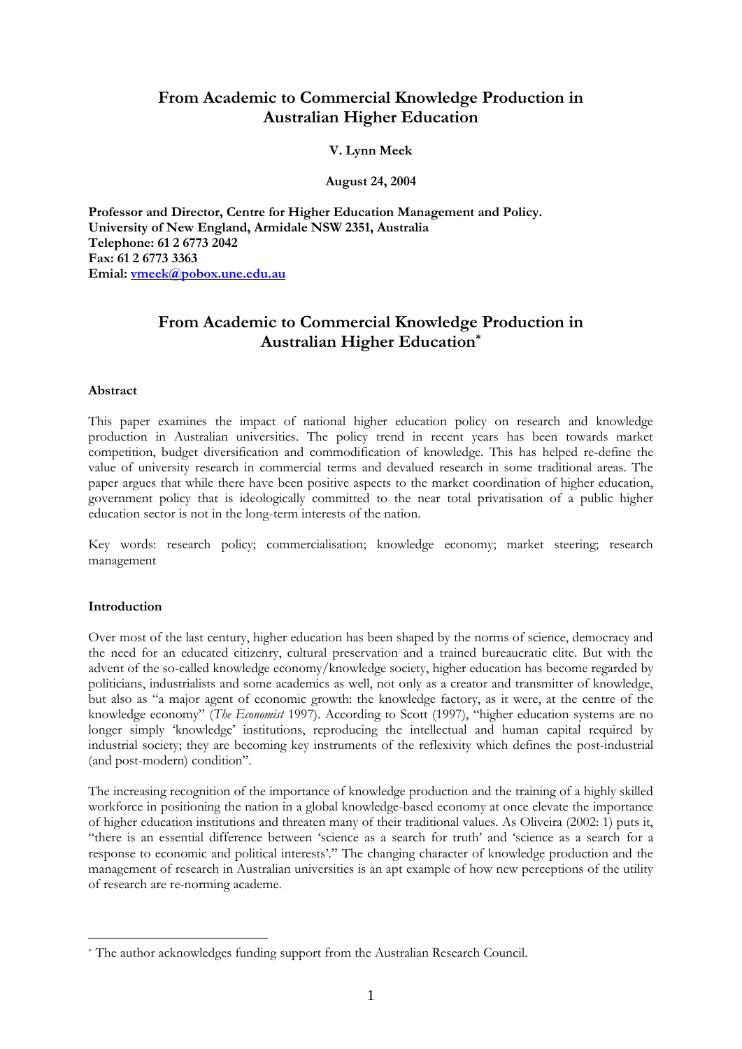# From Academic to Commercial Knowledge Production in Australian Higher Education

**V. Lynn Meek**

**August 24, 2004**

**Professor and Director, Centre for Higher Education Management and Policy.**
**University of New England, Armidale NSW 2351, Australia**
**Telephone: 61 2 6773 2042**
**Fax: 61 2 6773 3363**
**Emial: [vmeek@pobox.une.edu.au](mailto:vmeek@pobox.une.edu.au)**

# From Academic to Commercial Knowledge Production in Australian Higher Education*

### Abstract

This paper examines the impact of national higher education policy on research and knowledge production in Australian universities. The policy trend in recent years has been towards market competition, budget diversification and commodification of knowledge. This has helped re-define the value of university research in commercial terms and devalued research in some traditional areas. The paper argues that while there have been positive aspects to the market coordination of higher education, government policy that is ideologically committed to the near total privatisation of a public higher education sector is not in the long-term interests of the nation.

Key words: research policy; commercialisation; knowledge economy; market steering; research management

### Introduction

Over most of the last century, higher education has been shaped by the norms of science, democracy and the need for an educated citizenry, cultural preservation and a trained bureaucratic elite. But with the advent of the so-called knowledge economy/knowledge society, higher education has become regarded by politicians, industrialists and some academics as well, not only as a creator and transmitter of knowledge, but also as "a major agent of economic growth: the knowledge factory, as it were, at the centre of the knowledge economy" (*The Economist* 1997). According to Scott (1997), "higher education systems are no longer simply 'knowledge' institutions, reproducing the intellectual and human capital required by industrial society; they are becoming key instruments of the reflexivity which defines the post-industrial (and post-modern) condition".

The increasing recognition of the importance of knowledge production and the training of a highly skilled workforce in positioning the nation in a global knowledge-based economy at once elevate the importance of higher education institutions and threaten many of their traditional values. As Oliveira (2002: 1) puts it, "there is an essential difference between 'science as a search for truth' and 'science as a search for a response to economic and political interests'." The changing character of knowledge production and the management of research in Australian universities is an apt example of how new perceptions of the utility of research are re-norming academe.

---

* The author acknowledges funding support from the Australian Research Council.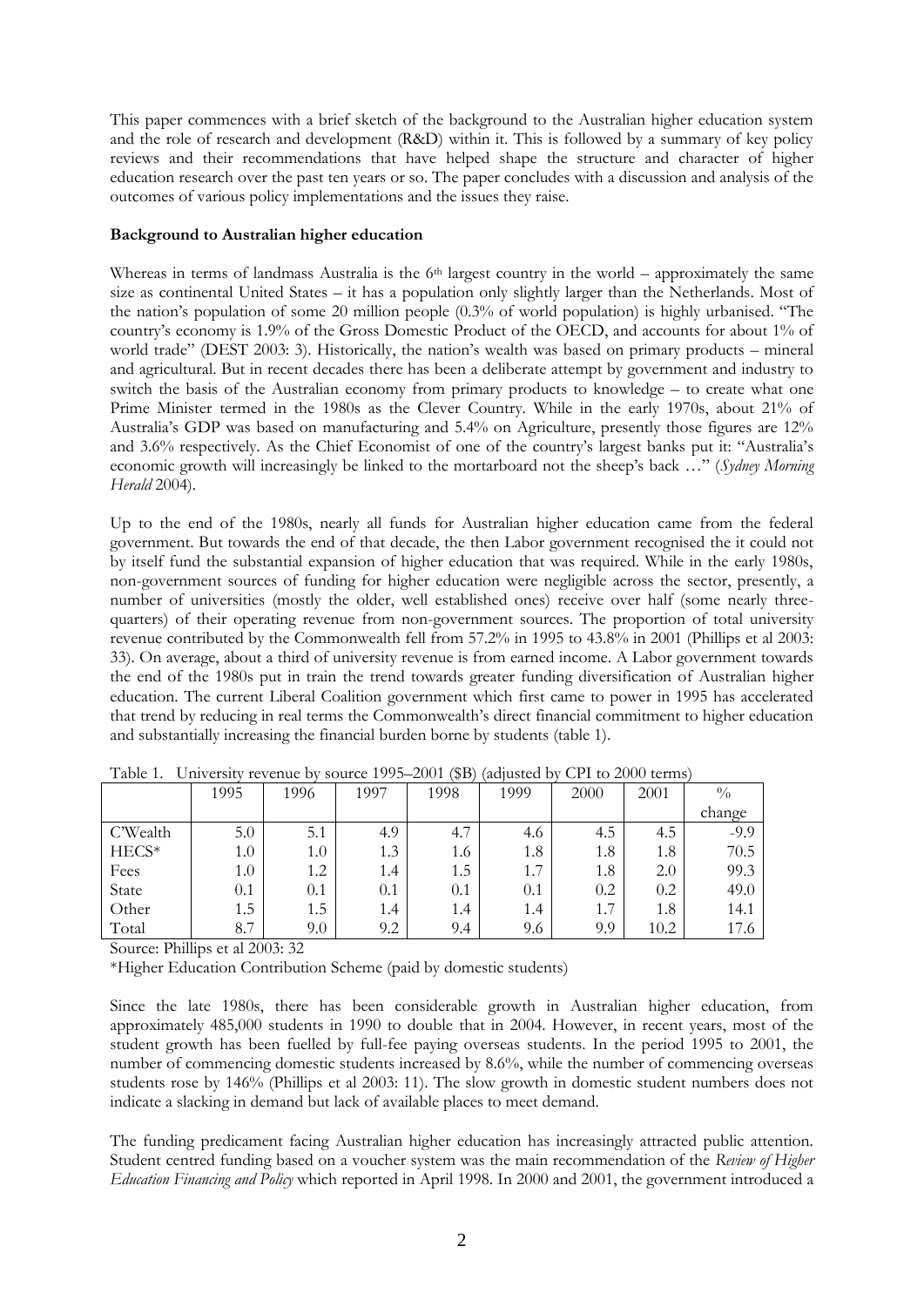This paper commences with a brief sketch of the background to the Australian higher education system and the role of research and development (R&D) within it. This is followed by a summary of key policy reviews and their recommendations that have helped shape the structure and character of higher education research over the past ten years or so. The paper concludes with a discussion and analysis of the outcomes of various policy implementations and the issues they raise.

**Background to Australian higher education**

Whereas in terms of landmass Australia is the 6th largest country in the world – approximately the same size as continental United States – it has a population only slightly larger than the Netherlands. Most of the nation's population of some 20 million people (0.3% of world population) is highly urbanised. "The country's economy is 1.9% of the Gross Domestic Product of the OECD, and accounts for about 1% of world trade" (DEST 2003: 3). Historically, the nation's wealth was based on primary products – mineral and agricultural. But in recent decades there has been a deliberate attempt by government and industry to switch the basis of the Australian economy from primary products to knowledge – to create what one Prime Minister termed in the 1980s as the Clever Country. While in the early 1970s, about 21% of Australia's GDP was based on manufacturing and 5.4% on Agriculture, presently those figures are 12% and 3.6% respectively. As the Chief Economist of one of the country's largest banks put it: "Australia's economic growth will increasingly be linked to the mortarboard not the sheep's back …" (*Sydney Morning Herald* 2004).

Up to the end of the 1980s, nearly all funds for Australian higher education came from the federal government. But towards the end of that decade, the then Labor government recognised the it could not by itself fund the substantial expansion of higher education that was required. While in the early 1980s, non-government sources of funding for higher education were negligible across the sector, presently, a number of universities (mostly the older, well established ones) receive over half (some nearly three-quarters) of their operating revenue from non-government sources. The proportion of total university revenue contributed by the Commonwealth fell from 57.2% in 1995 to 43.8% in 2001 (Phillips et al 2003: 33). On average, about a third of university revenue is from earned income. A Labor government towards the end of the 1980s put in train the trend towards greater funding diversification of Australian higher education. The current Liberal Coalition government which first came to power in 1995 has accelerated that trend by reducing in real terms the Commonwealth's direct financial commitment to higher education and substantially increasing the financial burden borne by students (table 1).

Table 1. University revenue by source 1995–2001 ($B) (adjusted by CPI to 2000 terms)

| | 1995 | 1996 | 1997 | 1998 | 1999 | 2000 | 2001 | % change |
|---|---|---|---|---|---|---|---|---|
| C'Wealth | 5.0 | 5.1 | 4.9 | 4.7 | 4.6 | 4.5 | 4.5 | -9.9 |
| HECS* | 1.0 | 1.0 | 1.3 | 1.6 | 1.8 | 1.8 | 1.8 | 70.5 |
| Fees | 1.0 | 1.2 | 1.4 | 1.5 | 1.7 | 1.8 | 2.0 | 99.3 |
| State | 0.1 | 0.1 | 0.1 | 0.1 | 0.1 | 0.2 | 0.2 | 49.0 |
| Other | 1.5 | 1.5 | 1.4 | 1.4 | 1.4 | 1.7 | 1.8 | 14.1 |
| Total | 8.7 | 9.0 | 9.2 | 9.4 | 9.6 | 9.9 | 10.2 | 17.6 |

Source: Phillips et al 2003: 32

*Higher Education Contribution Scheme (paid by domestic students)

Since the late 1980s, there has been considerable growth in Australian higher education, from approximately 485,000 students in 1990 to double that in 2004. However, in recent years, most of the student growth has been fuelled by full-fee paying overseas students. In the period 1995 to 2001, the number of commencing domestic students increased by 8.6%, while the number of commencing overseas students rose by 146% (Phillips et al 2003: 11). The slow growth in domestic student numbers does not indicate a slacking in demand but lack of available places to meet demand.

The funding predicament facing Australian higher education has increasingly attracted public attention. Student centred funding based on a voucher system was the main recommendation of the *Review of Higher Education Financing and Policy* which reported in April 1998. In 2000 and 2001, the government introduced a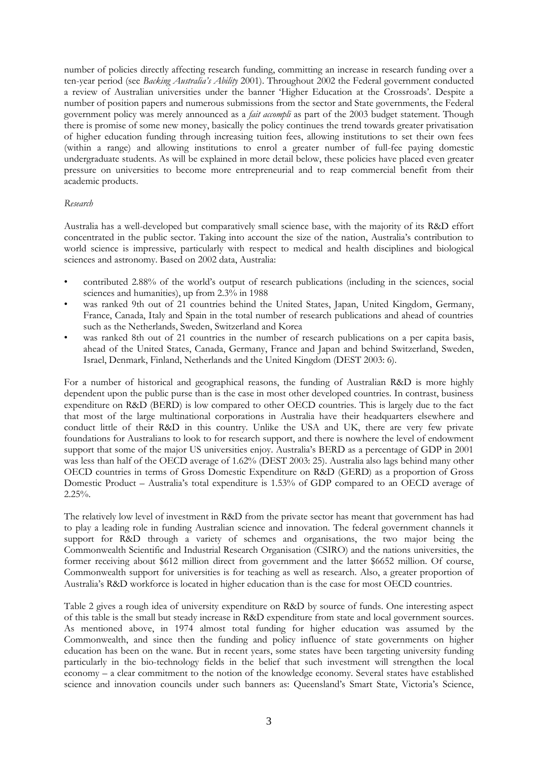number of policies directly affecting research funding, committing an increase in research funding over a ten-year period (see *Backing Australia's Ability* 2001). Throughout 2002 the Federal government conducted a review of Australian universities under the banner 'Higher Education at the Crossroads'. Despite a number of position papers and numerous submissions from the sector and State governments, the Federal government policy was merely announced as a *fait accompli* as part of the 2003 budget statement. Though there is promise of some new money, basically the policy continues the trend towards greater privatisation of higher education funding through increasing tuition fees, allowing institutions to set their own fees (within a range) and allowing institutions to enrol a greater number of full-fee paying domestic undergraduate students. As will be explained in more detail below, these policies have placed even greater pressure on universities to become more entrepreneurial and to reap commercial benefit from their academic products.

*Research*

Australia has a well-developed but comparatively small science base, with the majority of its R&D effort concentrated in the public sector. Taking into account the size of the nation, Australia's contribution to world science is impressive, particularly with respect to medical and health disciplines and biological sciences and astronomy. Based on 2002 data, Australia:

- contributed 2.88% of the world's output of research publications (including in the sciences, social sciences and humanities), up from 2.3% in 1988
- was ranked 9th out of 21 countries behind the United States, Japan, United Kingdom, Germany, France, Canada, Italy and Spain in the total number of research publications and ahead of countries such as the Netherlands, Sweden, Switzerland and Korea
- was ranked 8th out of 21 countries in the number of research publications on a per capita basis, ahead of the United States, Canada, Germany, France and Japan and behind Switzerland, Sweden, Israel, Denmark, Finland, Netherlands and the United Kingdom (DEST 2003: 6).

For a number of historical and geographical reasons, the funding of Australian R&D is more highly dependent upon the public purse than is the case in most other developed countries. In contrast, business expenditure on R&D (BERD) is low compared to other OECD countries. This is largely due to the fact that most of the large multinational corporations in Australia have their headquarters elsewhere and conduct little of their R&D in this country. Unlike the USA and UK, there are very few private foundations for Australians to look to for research support, and there is nowhere the level of endowment support that some of the major US universities enjoy. Australia's BERD as a percentage of GDP in 2001 was less than half of the OECD average of 1.62% (DEST 2003: 25). Australia also lags behind many other OECD countries in terms of Gross Domestic Expenditure on R&D (GERD) as a proportion of Gross Domestic Product – Australia's total expenditure is 1.53% of GDP compared to an OECD average of 2.25%.

The relatively low level of investment in R&D from the private sector has meant that government has had to play a leading role in funding Australian science and innovation. The federal government channels it support for R&D through a variety of schemes and organisations, the two major being the Commonwealth Scientific and Industrial Research Organisation (CSIRO) and the nations universities, the former receiving about $612 million direct from government and the latter $6652 million. Of course, Commonwealth support for universities is for teaching as well as research. Also, a greater proportion of Australia's R&D workforce is located in higher education than is the case for most OECD countries.

Table 2 gives a rough idea of university expenditure on R&D by source of funds. One interesting aspect of this table is the small but steady increase in R&D expenditure from state and local government sources. As mentioned above, in 1974 almost total funding for higher education was assumed by the Commonwealth, and since then the funding and policy influence of state governments on higher education has been on the wane. But in recent years, some states have been targeting university funding particularly in the bio-technology fields in the belief that such investment will strengthen the local economy – a clear commitment to the notion of the knowledge economy. Several states have established science and innovation councils under such banners as: Queensland's Smart State, Victoria's Science,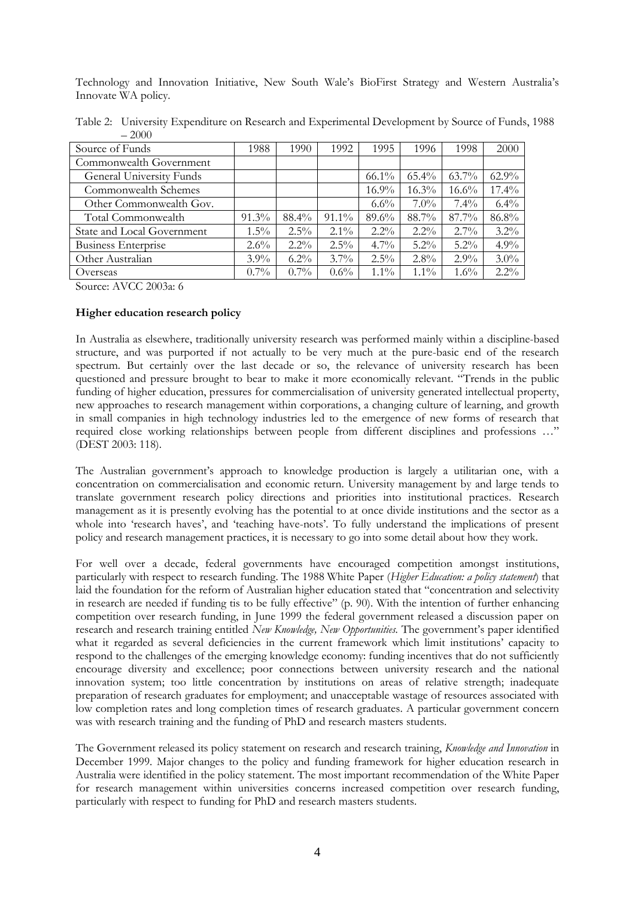Technology and Innovation Initiative, New South Wale's BioFirst Strategy and Western Australia's Innovate WA policy.

Table 2: University Expenditure on Research and Experimental Development by Source of Funds, 1988 – 2000

| Source of Funds | 1988 | 1990 | 1992 | 1995 | 1996 | 1998 | 2000 |
|---|---|---|---|---|---|---|---|
| Commonwealth Government | | | | | | | |
| General University Funds | | | | 66.1% | 65.4% | 63.7% | 62.9% |
| Commonwealth Schemes | | | | 16.9% | 16.3% | 16.6% | 17.4% |
| Other Commonwealth Gov. | | | | 6.6% | 7.0% | 7.4% | 6.4% |
| Total Commonwealth | 91.3% | 88.4% | 91.1% | 89.6% | 88.7% | 87.7% | 86.8% |
| State and Local Government | 1.5% | 2.5% | 2.1% | 2.2% | 2.2% | 2.7% | 3.2% |
| Business Enterprise | 2.6% | 2.2% | 2.5% | 4.7% | 5.2% | 5.2% | 4.9% |
| Other Australian | 3.9% | 6.2% | 3.7% | 2.5% | 2.8% | 2.9% | 3.0% |
| Overseas | 0.7% | 0.7% | 0.6% | 1.1% | 1.1% | 1.6% | 2.2% |

Source: AVCC 2003a: 6

**Higher education research policy**

In Australia as elsewhere, traditionally university research was performed mainly within a discipline-based structure, and was purported if not actually to be very much at the pure-basic end of the research spectrum. But certainly over the last decade or so, the relevance of university research has been questioned and pressure brought to bear to make it more economically relevant. "Trends in the public funding of higher education, pressures for commercialisation of university generated intellectual property, new approaches to research management within corporations, a changing culture of learning, and growth in small companies in high technology industries led to the emergence of new forms of research that required close working relationships between people from different disciplines and professions …" (DEST 2003: 118).

The Australian government's approach to knowledge production is largely a utilitarian one, with a concentration on commercialisation and economic return. University management by and large tends to translate government research policy directions and priorities into institutional practices. Research management as it is presently evolving has the potential to at once divide institutions and the sector as a whole into 'research haves', and 'teaching have-nots'. To fully understand the implications of present policy and research management practices, it is necessary to go into some detail about how they work.

For well over a decade, federal governments have encouraged competition amongst institutions, particularly with respect to research funding. The 1988 White Paper (*Higher Education: a policy statement*) that laid the foundation for the reform of Australian higher education stated that "concentration and selectivity in research are needed if funding tis to be fully effective" (p. 90). With the intention of further enhancing competition over research funding, in June 1999 the federal government released a discussion paper on research and research training entitled *New Knowledge, New Opportunities.* The government's paper identified what it regarded as several deficiencies in the current framework which limit institutions' capacity to respond to the challenges of the emerging knowledge economy: funding incentives that do not sufficiently encourage diversity and excellence; poor connections between university research and the national innovation system; too little concentration by institutions on areas of relative strength; inadequate preparation of research graduates for employment; and unacceptable wastage of resources associated with low completion rates and long completion times of research graduates. A particular government concern was with research training and the funding of PhD and research masters students.

The Government released its policy statement on research and research training, *Knowledge and Innovation* in December 1999. Major changes to the policy and funding framework for higher education research in Australia were identified in the policy statement. The most important recommendation of the White Paper for research management within universities concerns increased competition over research funding, particularly with respect to funding for PhD and research masters students.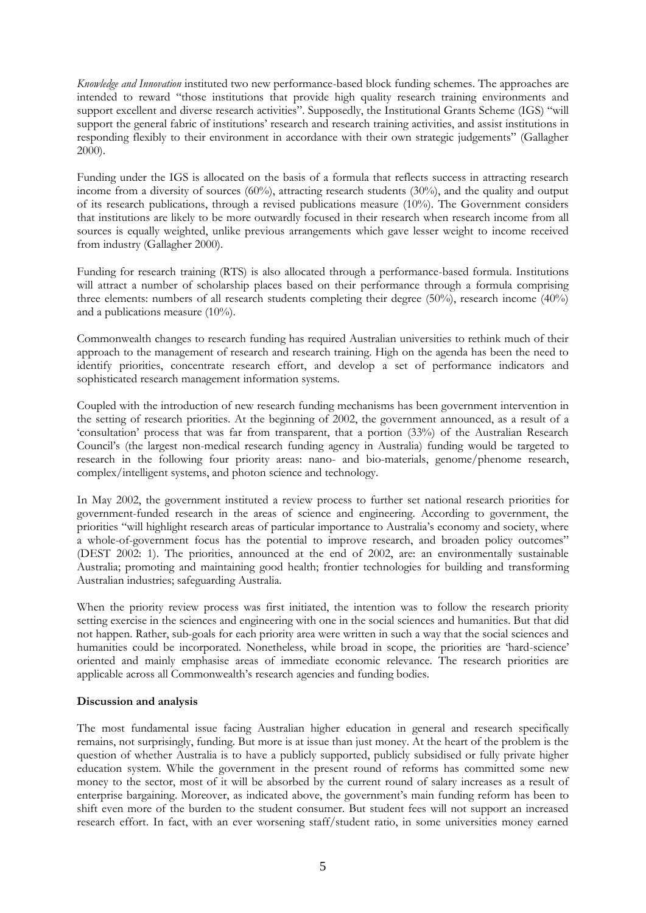*Knowledge and Innovation* instituted two new performance-based block funding schemes. The approaches are intended to reward "those institutions that provide high quality research training environments and support excellent and diverse research activities". Supposedly, the Institutional Grants Scheme (IGS) "will support the general fabric of institutions' research and research training activities, and assist institutions in responding flexibly to their environment in accordance with their own strategic judgements" (Gallagher 2000).

Funding under the IGS is allocated on the basis of a formula that reflects success in attracting research income from a diversity of sources (60%), attracting research students (30%), and the quality and output of its research publications, through a revised publications measure (10%). The Government considers that institutions are likely to be more outwardly focused in their research when research income from all sources is equally weighted, unlike previous arrangements which gave lesser weight to income received from industry (Gallagher 2000).

Funding for research training (RTS) is also allocated through a performance-based formula. Institutions will attract a number of scholarship places based on their performance through a formula comprising three elements: numbers of all research students completing their degree (50%), research income (40%) and a publications measure (10%).

Commonwealth changes to research funding has required Australian universities to rethink much of their approach to the management of research and research training. High on the agenda has been the need to identify priorities, concentrate research effort, and develop a set of performance indicators and sophisticated research management information systems.

Coupled with the introduction of new research funding mechanisms has been government intervention in the setting of research priorities. At the beginning of 2002, the government announced, as a result of a 'consultation' process that was far from transparent, that a portion (33%) of the Australian Research Council's (the largest non-medical research funding agency in Australia) funding would be targeted to research in the following four priority areas: nano- and bio-materials, genome/phenome research, complex/intelligent systems, and photon science and technology.

In May 2002, the government instituted a review process to further set national research priorities for government-funded research in the areas of science and engineering. According to government, the priorities "will highlight research areas of particular importance to Australia's economy and society, where a whole-of-government focus has the potential to improve research, and broaden policy outcomes" (DEST 2002: 1). The priorities, announced at the end of 2002, are: an environmentally sustainable Australia; promoting and maintaining good health; frontier technologies for building and transforming Australian industries; safeguarding Australia.

When the priority review process was first initiated, the intention was to follow the research priority setting exercise in the sciences and engineering with one in the social sciences and humanities. But that did not happen. Rather, sub-goals for each priority area were written in such a way that the social sciences and humanities could be incorporated. Nonetheless, while broad in scope, the priorities are 'hard-science' oriented and mainly emphasise areas of immediate economic relevance. The research priorities are applicable across all Commonwealth's research agencies and funding bodies.

**Discussion and analysis**

The most fundamental issue facing Australian higher education in general and research specifically remains, not surprisingly, funding. But more is at issue than just money. At the heart of the problem is the question of whether Australia is to have a publicly supported, publicly subsidised or fully private higher education system. While the government in the present round of reforms has committed some new money to the sector, most of it will be absorbed by the current round of salary increases as a result of enterprise bargaining. Moreover, as indicated above, the government's main funding reform has been to shift even more of the burden to the student consumer. But student fees will not support an increased research effort. In fact, with an ever worsening staff/student ratio, in some universities money earned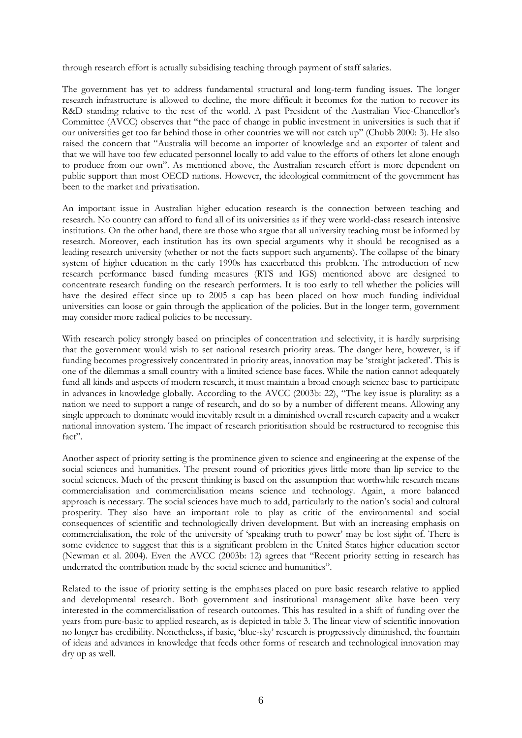through research effort is actually subsidising teaching through payment of staff salaries.

The government has yet to address fundamental structural and long-term funding issues. The longer research infrastructure is allowed to decline, the more difficult it becomes for the nation to recover its R&D standing relative to the rest of the world. A past President of the Australian Vice-Chancellor's Committee (AVCC) observes that "the pace of change in public investment in universities is such that if our universities get too far behind those in other countries we will not catch up" (Chubb 2000: 3). He also raised the concern that "Australia will become an importer of knowledge and an exporter of talent and that we will have too few educated personnel locally to add value to the efforts of others let alone enough to produce from our own". As mentioned above, the Australian research effort is more dependent on public support than most OECD nations. However, the ideological commitment of the government has been to the market and privatisation.

An important issue in Australian higher education research is the connection between teaching and research. No country can afford to fund all of its universities as if they were world-class research intensive institutions. On the other hand, there are those who argue that all university teaching must be informed by research. Moreover, each institution has its own special arguments why it should be recognised as a leading research university (whether or not the facts support such arguments). The collapse of the binary system of higher education in the early 1990s has exacerbated this problem. The introduction of new research performance based funding measures (RTS and IGS) mentioned above are designed to concentrate research funding on the research performers. It is too early to tell whether the policies will have the desired effect since up to 2005 a cap has been placed on how much funding individual universities can loose or gain through the application of the policies. But in the longer term, government may consider more radical policies to be necessary.

With research policy strongly based on principles of concentration and selectivity, it is hardly surprising that the government would wish to set national research priority areas. The danger here, however, is if funding becomes progressively concentrated in priority areas, innovation may be 'straight jacketed'. This is one of the dilemmas a small country with a limited science base faces. While the nation cannot adequately fund all kinds and aspects of modern research, it must maintain a broad enough science base to participate in advances in knowledge globally. According to the AVCC (2003b: 22), "The key issue is plurality: as a nation we need to support a range of research, and do so by a number of different means. Allowing any single approach to dominate would inevitably result in a diminished overall research capacity and a weaker national innovation system. The impact of research prioritisation should be restructured to recognise this fact".

Another aspect of priority setting is the prominence given to science and engineering at the expense of the social sciences and humanities. The present round of priorities gives little more than lip service to the social sciences. Much of the present thinking is based on the assumption that worthwhile research means commercialisation and commercialisation means science and technology. Again, a more balanced approach is necessary. The social sciences have much to add, particularly to the nation's social and cultural prosperity. They also have an important role to play as critic of the environmental and social consequences of scientific and technologically driven development. But with an increasing emphasis on commercialisation, the role of the university of 'speaking truth to power' may be lost sight of. There is some evidence to suggest that this is a significant problem in the United States higher education sector (Newman et al. 2004). Even the AVCC (2003b: 12) agrees that "Recent priority setting in research has underrated the contribution made by the social science and humanities".

Related to the issue of priority setting is the emphases placed on pure basic research relative to applied and developmental research. Both government and institutional management alike have been very interested in the commercialisation of research outcomes. This has resulted in a shift of funding over the years from pure-basic to applied research, as is depicted in table 3. The linear view of scientific innovation no longer has credibility. Nonetheless, if basic, 'blue-sky' research is progressively diminished, the fountain of ideas and advances in knowledge that feeds other forms of research and technological innovation may dry up as well.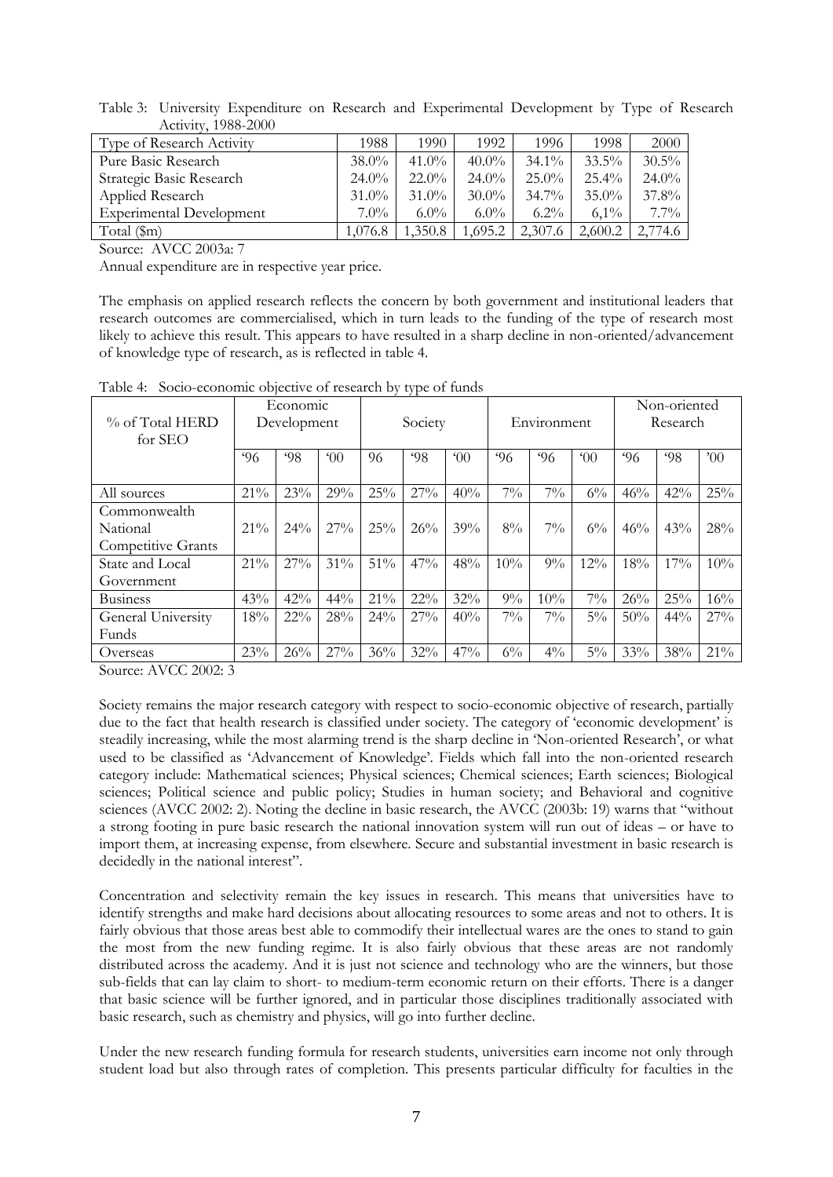Table 3: University Expenditure on Research and Experimental Development by Type of Research Activity, 1988-2000

| Type of Research Activity | 1988 | 1990 | 1992 | 1996 | 1998 | 2000 |
|---|---|---|---|---|---|---|
| Pure Basic Research | 38.0% | 41.0% | 40.0% | 34.1% | 33.5% | 30.5% |
| Strategic Basic Research | 24.0% | 22.0% | 24.0% | 25.0% | 25.4% | 24.0% |
| Applied Research | 31.0% | 31.0% | 30.0% | 34.7% | 35.0% | 37.8% |
| Experimental Development | 7.0% | 6.0% | 6.0% | 6.2% | 6,1% | 7.7% |
| Total ($m) | 1,076.8 | 1,350.8 | 1,695.2 | 2,307.6 | 2,600.2 | 2,774.6 |

Source: AVCC 2003a: 7

Annual expenditure are in respective year price.

The emphasis on applied research reflects the concern by both government and institutional leaders that research outcomes are commercialised, which in turn leads to the funding of the type of research most likely to achieve this result. This appears to have resulted in a sharp decline in non-oriented/advancement of knowledge type of research, as is reflected in table 4.

Table 4: Socio-economic objective of research by type of funds

| % of Total HERD for SEO | Economic Development | | | Society | | | Environment | | | Non-oriented Research | | |
|---|---|---|---|---|---|---|---|---|---|---|---|---|
| | '96 | '98 | '00 | 96 | '98 | '00 | '96 | '96 | '00 | '96 | '98 | '00 |
| All sources | 21% | 23% | 29% | 25% | 27% | 40% | 7% | 7% | 6% | 46% | 42% | 25% |
| Commonwealth National Competitive Grants | 21% | 24% | 27% | 25% | 26% | 39% | 8% | 7% | 6% | 46% | 43% | 28% |
| State and Local Government | 21% | 27% | 31% | 51% | 47% | 48% | 10% | 9% | 12% | 18% | 17% | 10% |
| Business | 43% | 42% | 44% | 21% | 22% | 32% | 9% | 10% | 7% | 26% | 25% | 16% |
| General University Funds | 18% | 22% | 28% | 24% | 27% | 40% | 7% | 7% | 5% | 50% | 44% | 27% |
| Overseas | 23% | 26% | 27% | 36% | 32% | 47% | 6% | 4% | 5% | 33% | 38% | 21% |

Source: AVCC 2002: 3

Society remains the major research category with respect to socio-economic objective of research, partially due to the fact that health research is classified under society. The category of 'economic development' is steadily increasing, while the most alarming trend is the sharp decline in 'Non-oriented Research', or what used to be classified as 'Advancement of Knowledge'. Fields which fall into the non-oriented research category include: Mathematical sciences; Physical sciences; Chemical sciences; Earth sciences; Biological sciences; Political science and public policy; Studies in human society; and Behavioral and cognitive sciences (AVCC 2002: 2). Noting the decline in basic research, the AVCC (2003b: 19) warns that "without a strong footing in pure basic research the national innovation system will run out of ideas – or have to import them, at increasing expense, from elsewhere. Secure and substantial investment in basic research is decidedly in the national interest".

Concentration and selectivity remain the key issues in research. This means that universities have to identify strengths and make hard decisions about allocating resources to some areas and not to others. It is fairly obvious that those areas best able to commodify their intellectual wares are the ones to stand to gain the most from the new funding regime. It is also fairly obvious that these areas are not randomly distributed across the academy. And it is just not science and technology who are the winners, but those sub-fields that can lay claim to short- to medium-term economic return on their efforts. There is a danger that basic science will be further ignored, and in particular those disciplines traditionally associated with basic research, such as chemistry and physics, will go into further decline.

Under the new research funding formula for research students, universities earn income not only through student load but also through rates of completion. This presents particular difficulty for faculties in the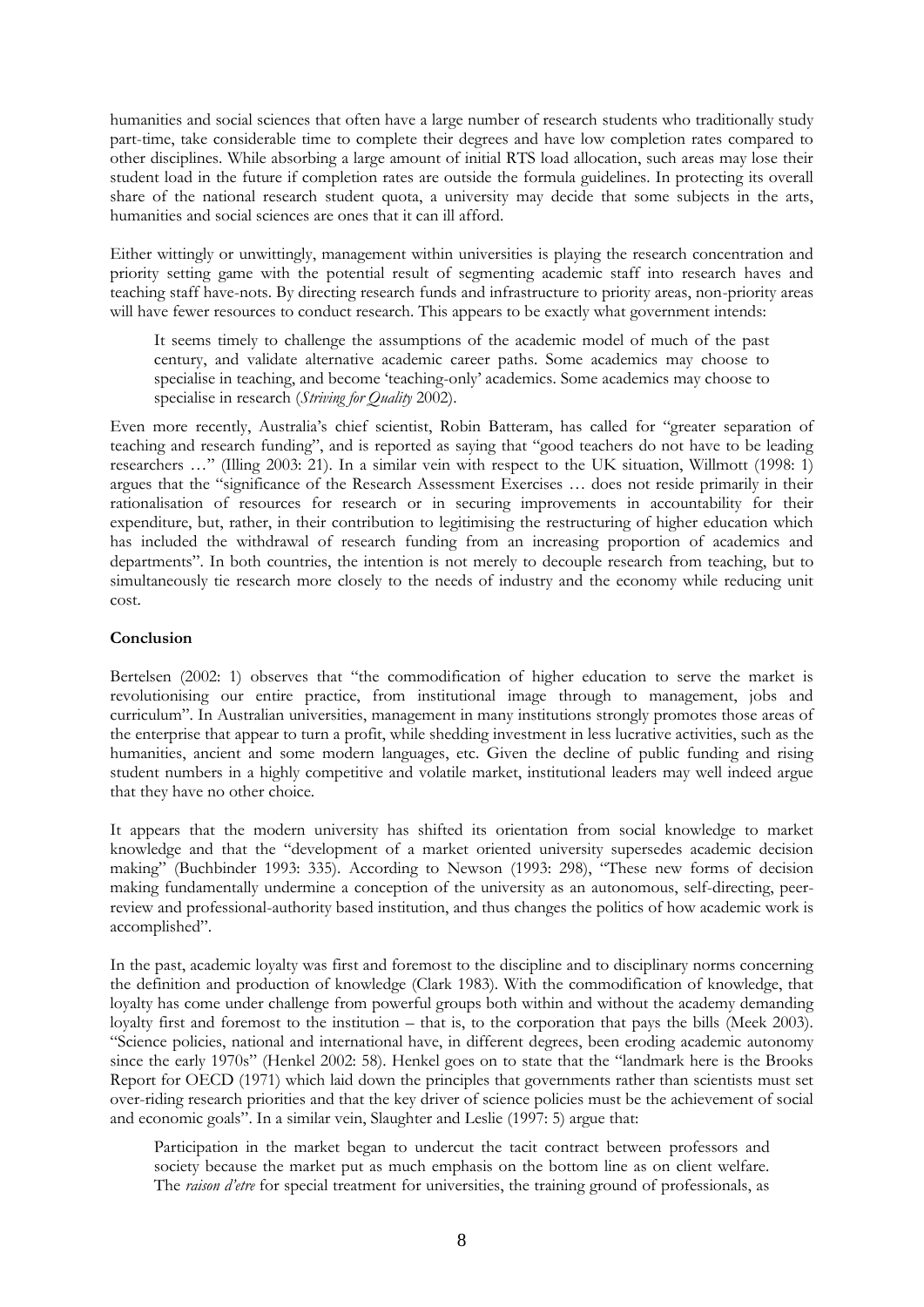humanities and social sciences that often have a large number of research students who traditionally study part-time, take considerable time to complete their degrees and have low completion rates compared to other disciplines. While absorbing a large amount of initial RTS load allocation, such areas may lose their student load in the future if completion rates are outside the formula guidelines. In protecting its overall share of the national research student quota, a university may decide that some subjects in the arts, humanities and social sciences are ones that it can ill afford.

Either wittingly or unwittingly, management within universities is playing the research concentration and priority setting game with the potential result of segmenting academic staff into research haves and teaching staff have-nots. By directing research funds and infrastructure to priority areas, non-priority areas will have fewer resources to conduct research. This appears to be exactly what government intends:

> It seems timely to challenge the assumptions of the academic model of much of the past century, and validate alternative academic career paths. Some academics may choose to specialise in teaching, and become 'teaching-only' academics. Some academics may choose to specialise in research (*Striving for Quality* 2002).

Even more recently, Australia's chief scientist, Robin Batteram, has called for "greater separation of teaching and research funding", and is reported as saying that "good teachers do not have to be leading researchers …" (Illing 2003: 21). In a similar vein with respect to the UK situation, Willmott (1998: 1) argues that the "significance of the Research Assessment Exercises … does not reside primarily in their rationalisation of resources for research or in securing improvements in accountability for their expenditure, but, rather, in their contribution to legitimising the restructuring of higher education which has included the withdrawal of research funding from an increasing proportion of academics and departments". In both countries, the intention is not merely to decouple research from teaching, but to simultaneously tie research more closely to the needs of industry and the economy while reducing unit cost.

**Conclusion**

Bertelsen (2002: 1) observes that "the commodification of higher education to serve the market is revolutionising our entire practice, from institutional image through to management, jobs and curriculum". In Australian universities, management in many institutions strongly promotes those areas of the enterprise that appear to turn a profit, while shedding investment in less lucrative activities, such as the humanities, ancient and some modern languages, etc. Given the decline of public funding and rising student numbers in a highly competitive and volatile market, institutional leaders may well indeed argue that they have no other choice.

It appears that the modern university has shifted its orientation from social knowledge to market knowledge and that the "development of a market oriented university supersedes academic decision making" (Buchbinder 1993: 335). According to Newson (1993: 298), "These new forms of decision making fundamentally undermine a conception of the university as an autonomous, self-directing, peer-review and professional-authority based institution, and thus changes the politics of how academic work is accomplished".

In the past, academic loyalty was first and foremost to the discipline and to disciplinary norms concerning the definition and production of knowledge (Clark 1983). With the commodification of knowledge, that loyalty has come under challenge from powerful groups both within and without the academy demanding loyalty first and foremost to the institution – that is, to the corporation that pays the bills (Meek 2003). "Science policies, national and international have, in different degrees, been eroding academic autonomy since the early 1970s" (Henkel 2002: 58). Henkel goes on to state that the "landmark here is the Brooks Report for OECD (1971) which laid down the principles that governments rather than scientists must set over-riding research priorities and that the key driver of science policies must be the achievement of social and economic goals". In a similar vein, Slaughter and Leslie (1997: 5) argue that:

> Participation in the market began to undercut the tacit contract between professors and society because the market put as much emphasis on the bottom line as on client welfare. The *raison d'etre* for special treatment for universities, the training ground of professionals, as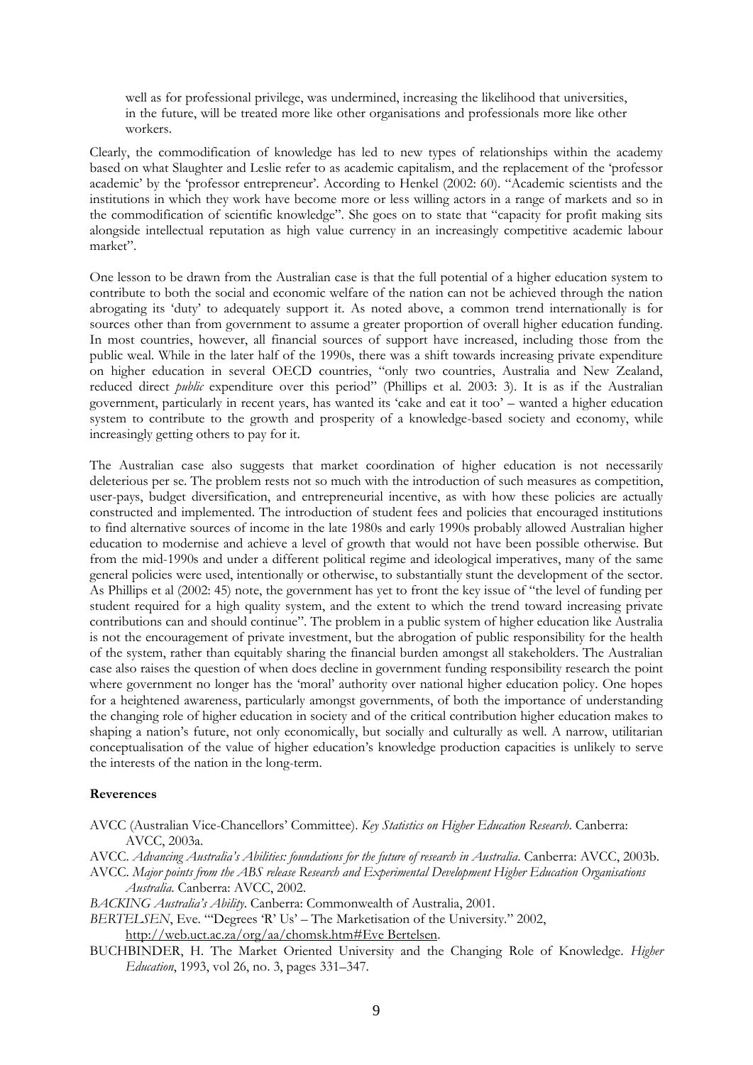well as for professional privilege, was undermined, increasing the likelihood that universities, in the future, will be treated more like other organisations and professionals more like other workers.

Clearly, the commodification of knowledge has led to new types of relationships within the academy based on what Slaughter and Leslie refer to as academic capitalism, and the replacement of the 'professor academic' by the 'professor entrepreneur'. According to Henkel (2002: 60). "Academic scientists and the institutions in which they work have become more or less willing actors in a range of markets and so in the commodification of scientific knowledge". She goes on to state that "capacity for profit making sits alongside intellectual reputation as high value currency in an increasingly competitive academic labour market".

One lesson to be drawn from the Australian case is that the full potential of a higher education system to contribute to both the social and economic welfare of the nation can not be achieved through the nation abrogating its 'duty' to adequately support it. As noted above, a common trend internationally is for sources other than from government to assume a greater proportion of overall higher education funding. In most countries, however, all financial sources of support have increased, including those from the public weal. While in the later half of the 1990s, there was a shift towards increasing private expenditure on higher education in several OECD countries, "only two countries, Australia and New Zealand, reduced direct *public* expenditure over this period" (Phillips et al. 2003: 3). It is as if the Australian government, particularly in recent years, has wanted its 'cake and eat it too' – wanted a higher education system to contribute to the growth and prosperity of a knowledge-based society and economy, while increasingly getting others to pay for it.

The Australian case also suggests that market coordination of higher education is not necessarily deleterious per se. The problem rests not so much with the introduction of such measures as competition, user-pays, budget diversification, and entrepreneurial incentive, as with how these policies are actually constructed and implemented. The introduction of student fees and policies that encouraged institutions to find alternative sources of income in the late 1980s and early 1990s probably allowed Australian higher education to modernise and achieve a level of growth that would not have been possible otherwise. But from the mid-1990s and under a different political regime and ideological imperatives, many of the same general policies were used, intentionally or otherwise, to substantially stunt the development of the sector. As Phillips et al (2002: 45) note, the government has yet to front the key issue of "the level of funding per student required for a high quality system, and the extent to which the trend toward increasing private contributions can and should continue". The problem in a public system of higher education like Australia is not the encouragement of private investment, but the abrogation of public responsibility for the health of the system, rather than equitably sharing the financial burden amongst all stakeholders. The Australian case also raises the question of when does decline in government funding responsibility research the point where government no longer has the 'moral' authority over national higher education policy. One hopes for a heightened awareness, particularly amongst governments, of both the importance of understanding the changing role of higher education in society and of the critical contribution higher education makes to shaping a nation's future, not only economically, but socially and culturally as well. A narrow, utilitarian conceptualisation of the value of higher education's knowledge production capacities is unlikely to serve the interests of the nation in the long-term.

**Reverences**

AVCC (Australian Vice-Chancellors' Committee). *Key Statistics on Higher Education Research*. Canberra: AVCC, 2003a.

AVCC. *Advancing Australia's Abilities: foundations for the future of research in Australia*. Canberra: AVCC, 2003b.

AVCC. *Major points from the ABS release Research and Experimental Development Higher Education Organisations Australia*. Canberra: AVCC, 2002.

*BACKING Australia's Ability*. Canberra: Commonwealth of Australia, 2001.

*BERTELSEN*, Eve. "'Degrees 'R' Us' – The Marketisation of the University." 2002, http://web.uct.ac.za/org/aa/chomsk.htm#Eve Bertelsen.

BUCHBINDER, H. The Market Oriented University and the Changing Role of Knowledge. *Higher Education*, 1993, vol 26, no. 3, pages 331–347.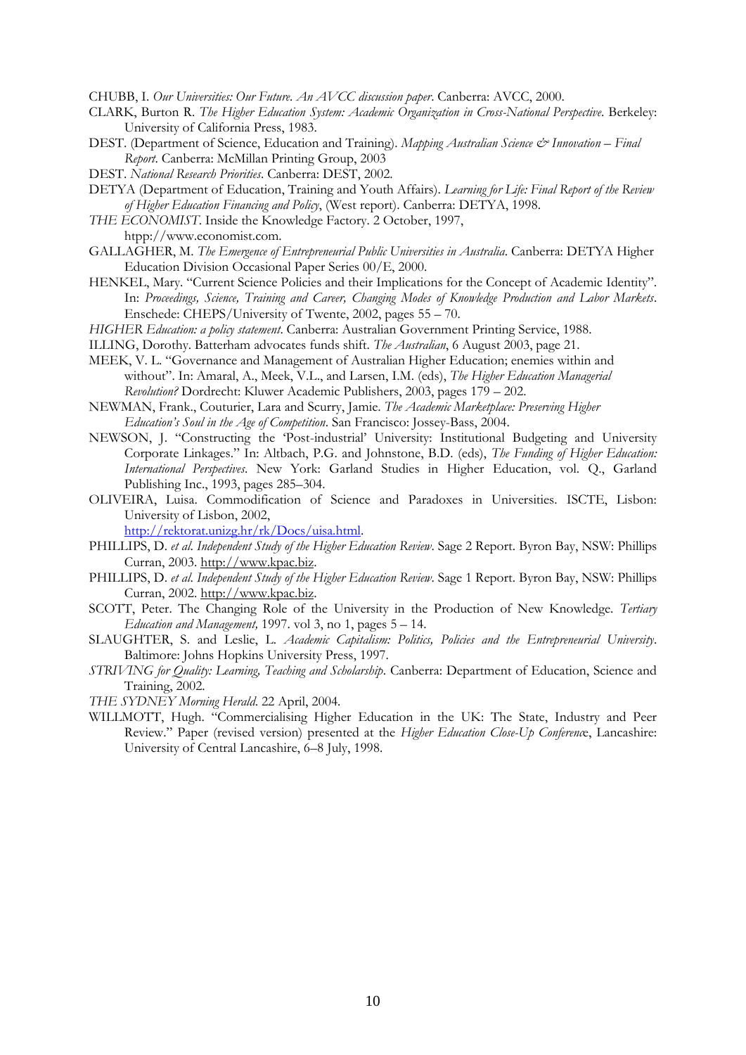CHUBB, I. *Our Universities: Our Future. An AVCC discussion paper*. Canberra: AVCC, 2000.

CLARK, Burton R. *The Higher Education System: Academic Organization in Cross-National Perspective*. Berkeley: University of California Press, 1983.

DEST. (Department of Science, Education and Training). *Mapping Australian Science & Innovation – Final Report*. Canberra: McMillan Printing Group, 2003

DEST. *National Research Priorities*. Canberra: DEST, 2002.

DETYA (Department of Education, Training and Youth Affairs). *Learning for Life: Final Report of the Review of Higher Education Financing and Policy*, (West report). Canberra: DETYA, 1998.

*THE ECONOMIST*. Inside the Knowledge Factory. 2 October, 1997, htpp://www.economist.com.

GALLAGHER, M. *The Emergence of Entrepreneurial Public Universities in Australia*. Canberra: DETYA Higher Education Division Occasional Paper Series 00/E, 2000.

HENKEL, Mary. "Current Science Policies and their Implications for the Concept of Academic Identity". In: *Proceedings, Science, Training and Career, Changing Modes of Knowledge Production and Labor Markets*. Enschede: CHEPS/University of Twente, 2002, pages 55 – 70.

*HIGHER Education: a policy statement*. Canberra: Australian Government Printing Service, 1988.

ILLING, Dorothy. Batterham advocates funds shift. *The Australian*, 6 August 2003, page 21.

MEEK, V. L. "Governance and Management of Australian Higher Education; enemies within and without". In: Amaral, A., Meek, V.L., and Larsen, I.M. (eds), *The Higher Education Managerial Revolution?* Dordrecht: Kluwer Academic Publishers, 2003, pages 179 – 202.

NEWMAN, Frank., Couturier, Lara and Scurry, Jamie. *The Academic Marketplace: Preserving Higher Education's Soul in the Age of Competition*. San Francisco: Jossey-Bass, 2004.

NEWSON, J. "Constructing the 'Post-industrial' University: Institutional Budgeting and University Corporate Linkages." In: Altbach, P.G. and Johnstone, B.D. (eds), *The Funding of Higher Education: International Perspectives*. New York: Garland Studies in Higher Education, vol. Q., Garland Publishing Inc., 1993, pages 285–304.

OLIVEIRA, Luisa. Commodification of Science and Paradoxes in Universities. ISCTE, Lisbon: University of Lisbon, 2002, http://rektorat.unizg.hr/rk/Docs/uisa.html.

PHILLIPS, D. *et al*. *Independent Study of the Higher Education Review*. Sage 2 Report. Byron Bay, NSW: Phillips Curran, 2003. http://www.kpac.biz.

PHILLIPS, D. *et al*. *Independent Study of the Higher Education Review*. Sage 1 Report. Byron Bay, NSW: Phillips Curran, 2002. http://www.kpac.biz.

SCOTT, Peter. The Changing Role of the University in the Production of New Knowledge. *Tertiary Education and Management,* 1997. vol 3, no 1, pages 5 – 14.

SLAUGHTER, S. and Leslie, L. *Academic Capitalism: Politics, Policies and the Entrepreneurial University*. Baltimore: Johns Hopkins University Press, 1997.

*STRIVING for Quality: Learning, Teaching and Scholarship*. Canberra: Department of Education, Science and Training, 2002.

*THE SYDNEY Morning Herald*. 22 April, 2004.

WILLMOTT, Hugh. "Commercialising Higher Education in the UK: The State, Industry and Peer Review." Paper (revised version) presented at the *Higher Education Close-Up Conference*, Lancashire: University of Central Lancashire, 6–8 July, 1998.